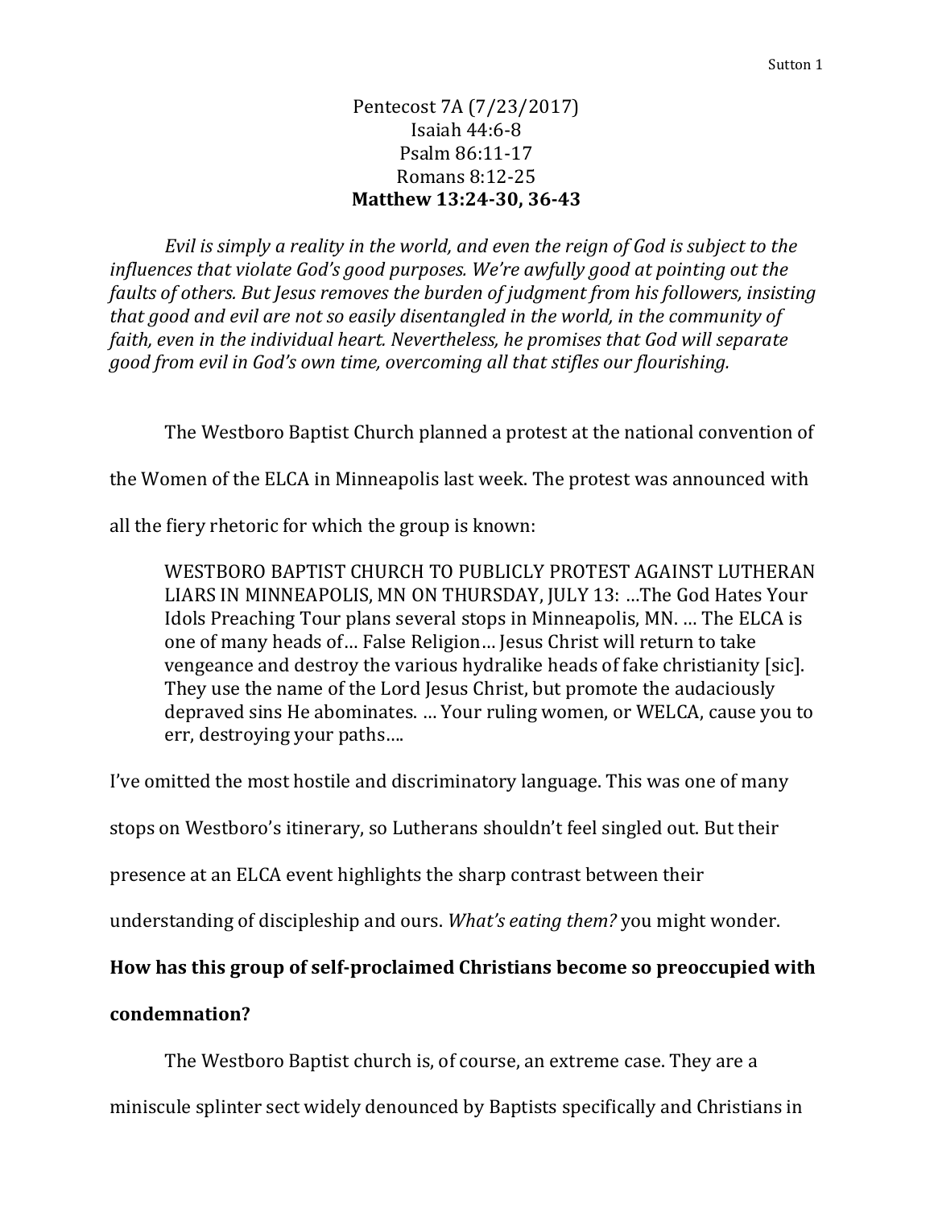Pentecost 7A (7/23/2017)
Isaiah 44:6-8
Psalm 86:11-17
Romans 8:12-25
**Matthew 13:24-30, 36-43**

*Evil is simply a reality in the world, and even the reign of God is subject to the influences that violate God's good purposes. We're awfully good at pointing out the faults of others. But Jesus removes the burden of judgment from his followers, insisting that good and evil are not so easily disentangled in the world, in the community of faith, even in the individual heart. Nevertheless, he promises that God will separate good from evil in God's own time, overcoming all that stifles our flourishing.*

The Westboro Baptist Church planned a protest at the national convention of the Women of the ELCA in Minneapolis last week. The protest was announced with all the fiery rhetoric for which the group is known:

> WESTBORO BAPTIST CHURCH TO PUBLICLY PROTEST AGAINST LUTHERAN LIARS IN MINNEAPOLIS, MN ON THURSDAY, JULY 13: …The God Hates Your Idols Preaching Tour plans several stops in Minneapolis, MN. … The ELCA is one of many heads of… False Religion… Jesus Christ will return to take vengeance and destroy the various hydralike heads of fake christianity [sic]. They use the name of the Lord Jesus Christ, but promote the audaciously depraved sins He abominates. … Your ruling women, or WELCA, cause you to err, destroying your paths….

I've omitted the most hostile and discriminatory language. This was one of many stops on Westboro's itinerary, so Lutherans shouldn't feel singled out. But their presence at an ELCA event highlights the sharp contrast between their understanding of discipleship and ours. *What's eating them?* you might wonder.

**How has this group of self-proclaimed Christians become so preoccupied with condemnation?**

The Westboro Baptist church is, of course, an extreme case. They are a miniscule splinter sect widely denounced by Baptists specifically and Christians in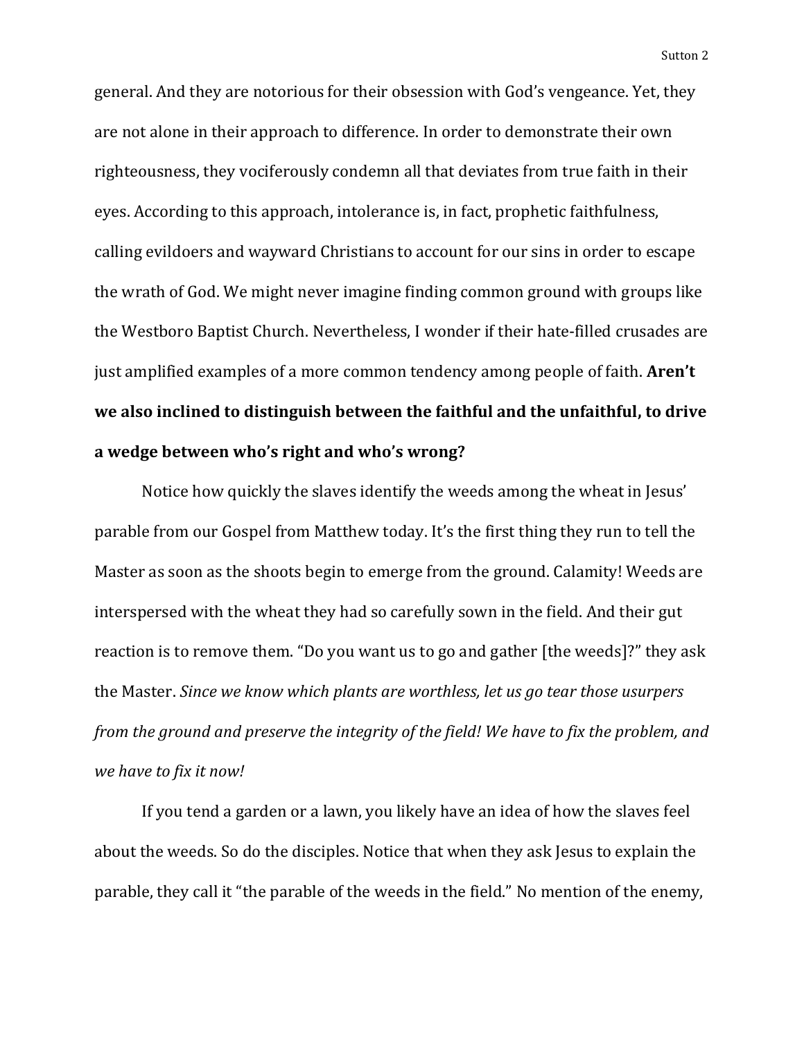general. And they are notorious for their obsession with God's vengeance. Yet, they are not alone in their approach to difference. In order to demonstrate their own righteousness, they vociferously condemn all that deviates from true faith in their eyes. According to this approach, intolerance is, in fact, prophetic faithfulness, calling evildoers and wayward Christians to account for our sins in order to escape the wrath of God. We might never imagine finding common ground with groups like the Westboro Baptist Church. Nevertheless, I wonder if their hate-filled crusades are just amplified examples of a more common tendency among people of faith. **Aren't we also inclined to distinguish between the faithful and the unfaithful, to drive a wedge between who's right and who's wrong?**

Notice how quickly the slaves identify the weeds among the wheat in Jesus' parable from our Gospel from Matthew today. It's the first thing they run to tell the Master as soon as the shoots begin to emerge from the ground. Calamity! Weeds are interspersed with the wheat they had so carefully sown in the field. And their gut reaction is to remove them. "Do you want us to go and gather [the weeds]?" they ask the Master. *Since we know which plants are worthless, let us go tear those usurpers from the ground and preserve the integrity of the field! We have to fix the problem, and we have to fix it now!*

If you tend a garden or a lawn, you likely have an idea of how the slaves feel about the weeds. So do the disciples. Notice that when they ask Jesus to explain the parable, they call it "the parable of the weeds in the field." No mention of the enemy,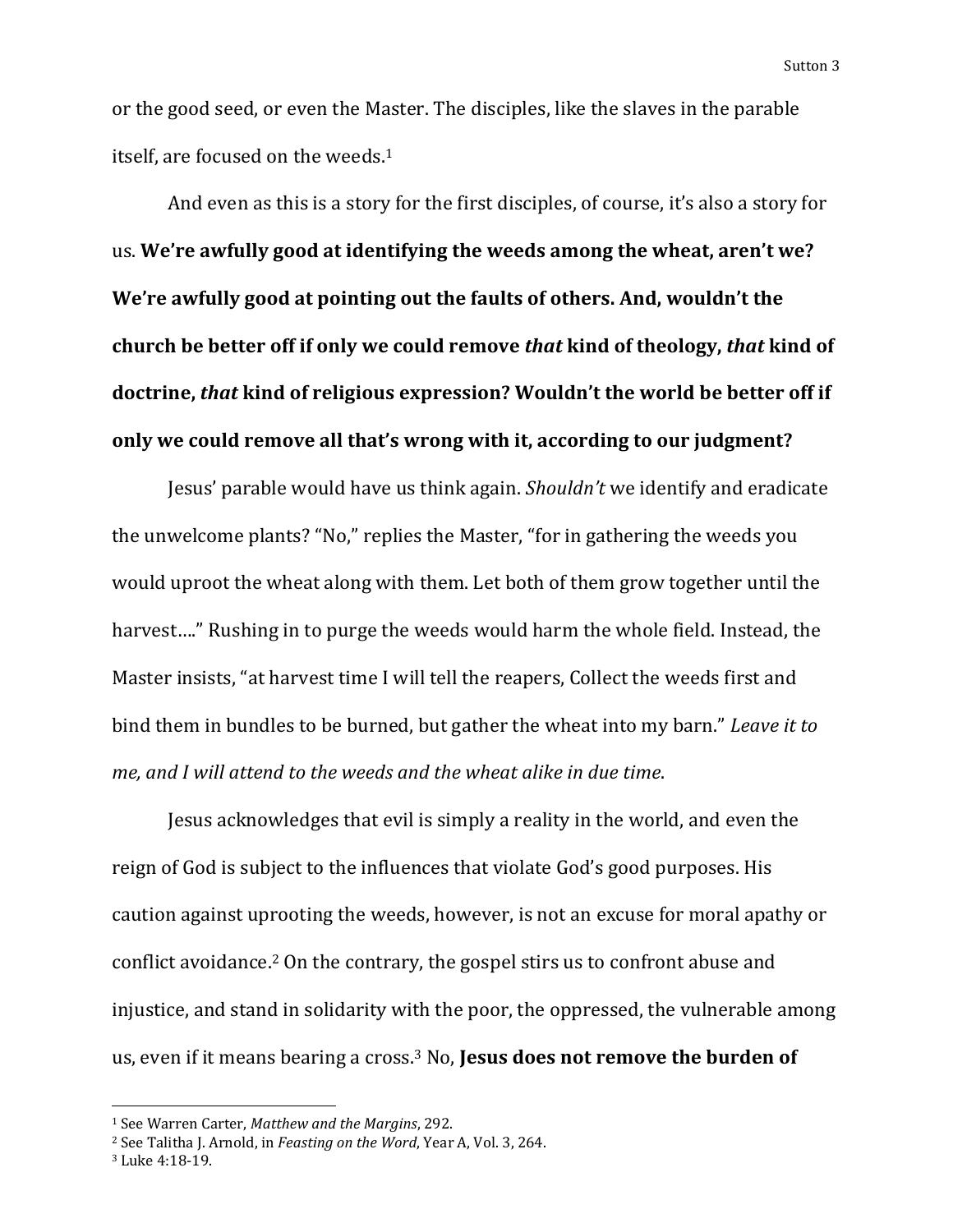or the good seed, or even the Master. The disciples, like the slaves in the parable itself, are focused on the weeds.[1]

And even as this is a story for the first disciples, of course, it's also a story for us. **We're awfully good at identifying the weeds among the wheat, aren't we? We're awfully good at pointing out the faults of others. And, wouldn't the church be better off if only we could remove *that* kind of theology, *that* kind of doctrine, *that* kind of religious expression? Wouldn't the world be better off if only we could remove all that's wrong with it, according to our judgment?**

Jesus' parable would have us think again. *Shouldn't* we identify and eradicate the unwelcome plants? "No," replies the Master, "for in gathering the weeds you would uproot the wheat along with them. Let both of them grow together until the harvest…." Rushing in to purge the weeds would harm the whole field. Instead, the Master insists, "at harvest time I will tell the reapers, Collect the weeds first and bind them in bundles to be burned, but gather the wheat into my barn." *Leave it to me, and I will attend to the weeds and the wheat alike in due time*.

Jesus acknowledges that evil is simply a reality in the world, and even the reign of God is subject to the influences that violate God's good purposes. His caution against uprooting the weeds, however, is not an excuse for moral apathy or conflict avoidance.[2] On the contrary, the gospel stirs us to confront abuse and injustice, and stand in solidarity with the poor, the oppressed, the vulnerable among us, even if it means bearing a cross.[3] No, **Jesus does not remove the burden of**

---

[1] See Warren Carter, *Matthew and the Margins*, 292.

[2] See Talitha J. Arnold, in *Feasting on the Word*, Year A, Vol. 3, 264.

[3] Luke 4:18-19.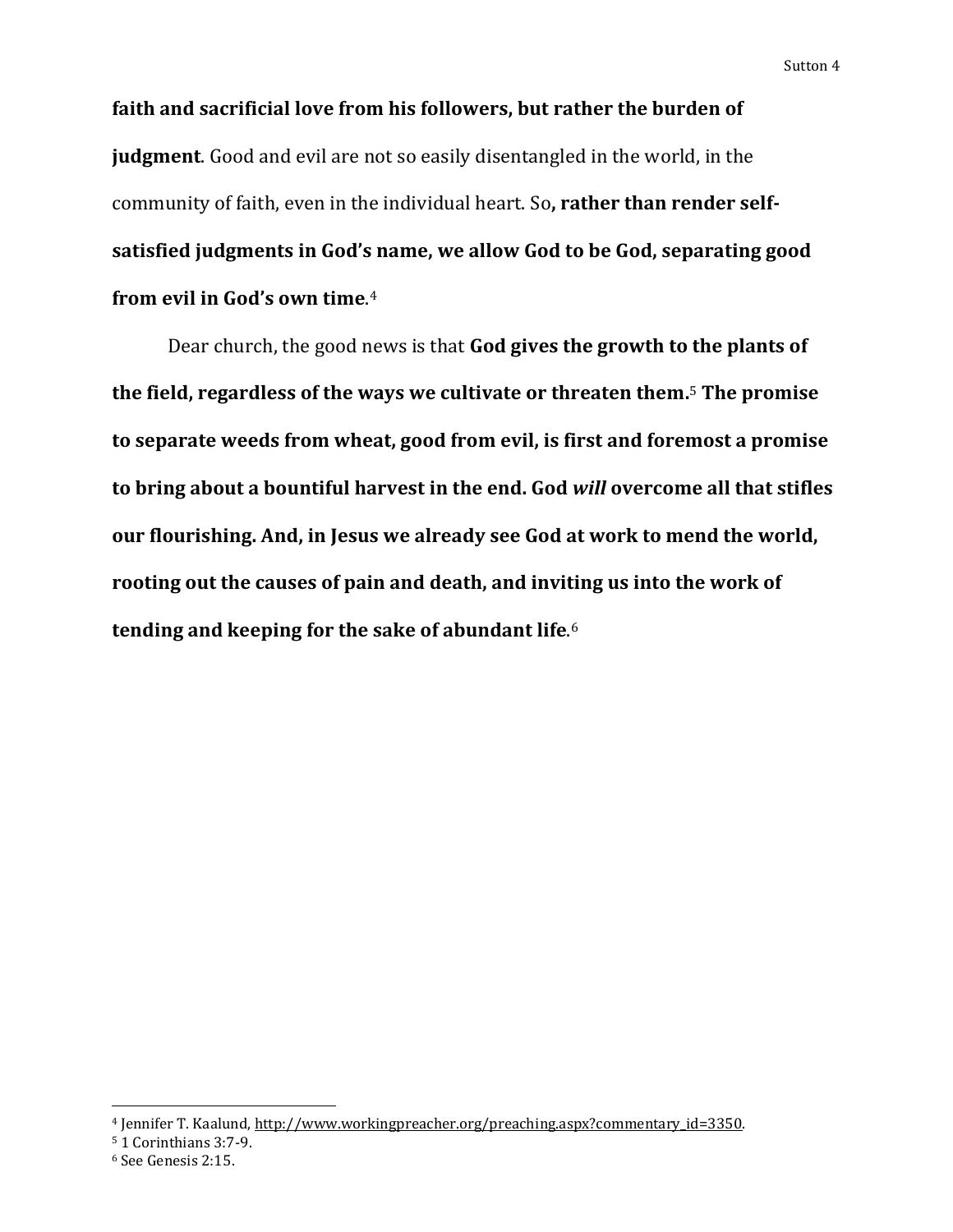**faith and sacrificial love from his followers, but rather the burden of judgment**. Good and evil are not so easily disentangled in the world, in the community of faith, even in the individual heart. So**, rather than render self-satisfied judgments in God's name, we allow God to be God, separating good from evil in God's own time**.[4]

Dear church, the good news is that **God gives the growth to the plants of the field, regardless of the ways we cultivate or threaten them.**[5] **The promise to separate weeds from wheat, good from evil, is first and foremost a promise to bring about a bountiful harvest in the end. God *will* overcome all that stifles our flourishing. And, in Jesus we already see God at work to mend the world, rooting out the causes of pain and death, and inviting us into the work of tending and keeping for the sake of abundant life**.[6]

---

[4] Jennifer T. Kaalund, http://www.workingpreacher.org/preaching.aspx?commentary_id=3350.

[5] 1 Corinthians 3:7-9.

[6] See Genesis 2:15.